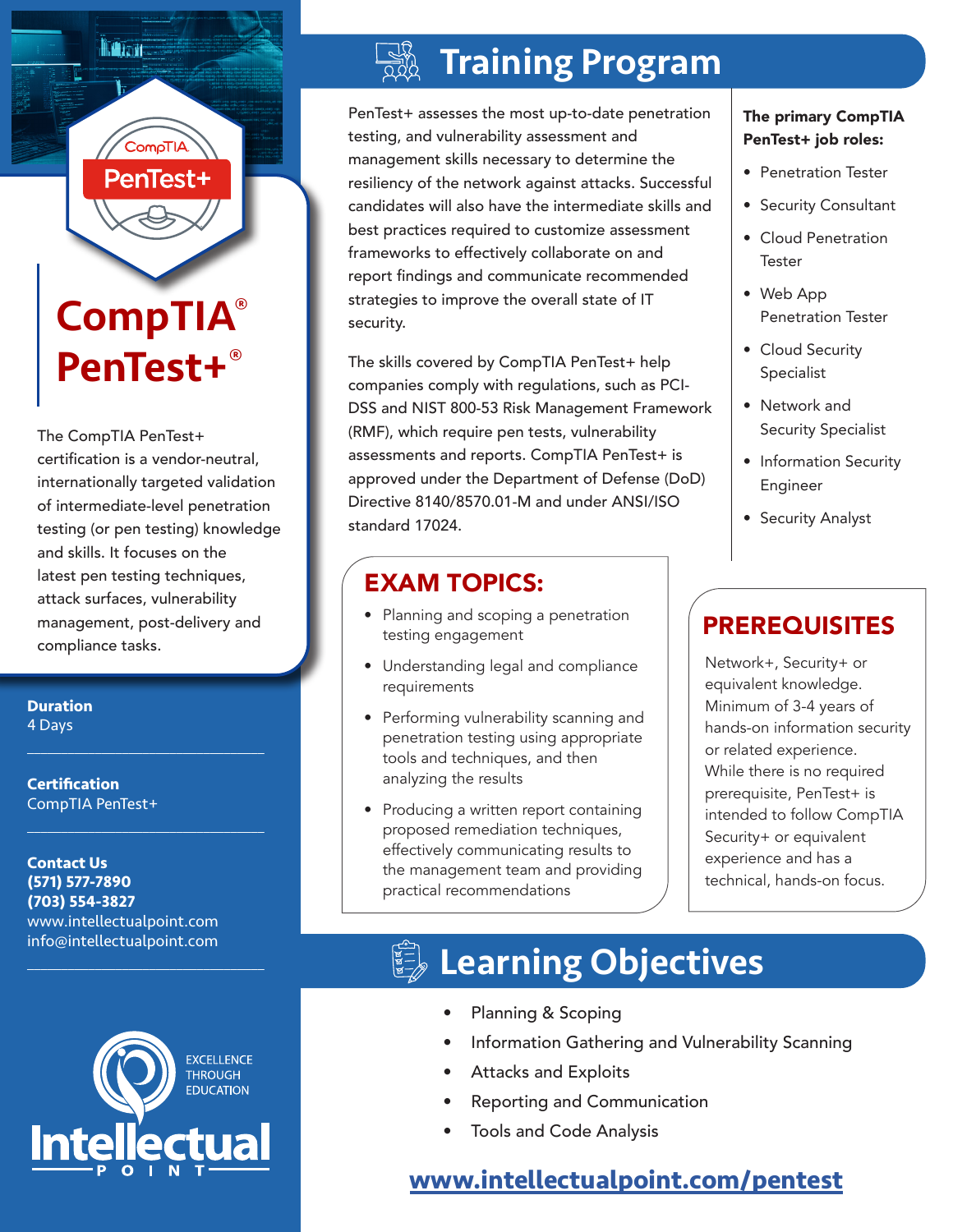# CompTIA® PenTest+®

The CompTIA PenTest+ certification is a vendor-neutral, internationally targeted validation of intermediate-level penetration testing (or pen testing) knowledge and skills. It focuses on the latest pen testing techniques, attack surfaces, vulnerability management, post-delivery and compliance tasks.

**Duration**
4 Days

**Certification**
CompTIA PenTest+

**Contact Us**
**(571) 577-7890**
**(703) 554-3827**
www.intellectualpoint.com
info@intellectualpoint.com

EXCELLENCE THROUGH EDUCATION

Intellectual Point

## Training Program

PenTest+ assesses the most up-to-date penetration testing, and vulnerability assessment and management skills necessary to determine the resiliency of the network against attacks. Successful candidates will also have the intermediate skills and best practices required to customize assessment frameworks to effectively collaborate on and report findings and communicate recommended strategies to improve the overall state of IT security.

The skills covered by CompTIA PenTest+ help companies comply with regulations, such as PCI-DSS and NIST 800-53 Risk Management Framework (RMF), which require pen tests, vulnerability assessments and reports. CompTIA PenTest+ is approved under the Department of Defense (DoD) Directive 8140/8570.01-M and under ANSI/ISO standard 17024.

**The primary CompTIA PenTest+ job roles:**

- Penetration Tester
- Security Consultant
- Cloud Penetration Tester
- Web App Penetration Tester
- Cloud Security Specialist
- Network and Security Specialist
- Information Security Engineer
- Security Analyst

## EXAM TOPICS:

- Planning and scoping a penetration testing engagement
- Understanding legal and compliance requirements
- Performing vulnerability scanning and penetration testing using appropriate tools and techniques, and then analyzing the results
- Producing a written report containing proposed remediation techniques, effectively communicating results to the management team and providing practical recommendations

## PREREQUISITES

Network+, Security+ or equivalent knowledge. Minimum of 3-4 years of hands-on information security or related experience. While there is no required prerequisite, PenTest+ is intended to follow CompTIA Security+ or equivalent experience and has a technical, hands-on focus.

## Learning Objectives

- Planning & Scoping
- Information Gathering and Vulnerability Scanning
- Attacks and Exploits
- Reporting and Communication
- Tools and Code Analysis

**www.intellectualpoint.com/pentest**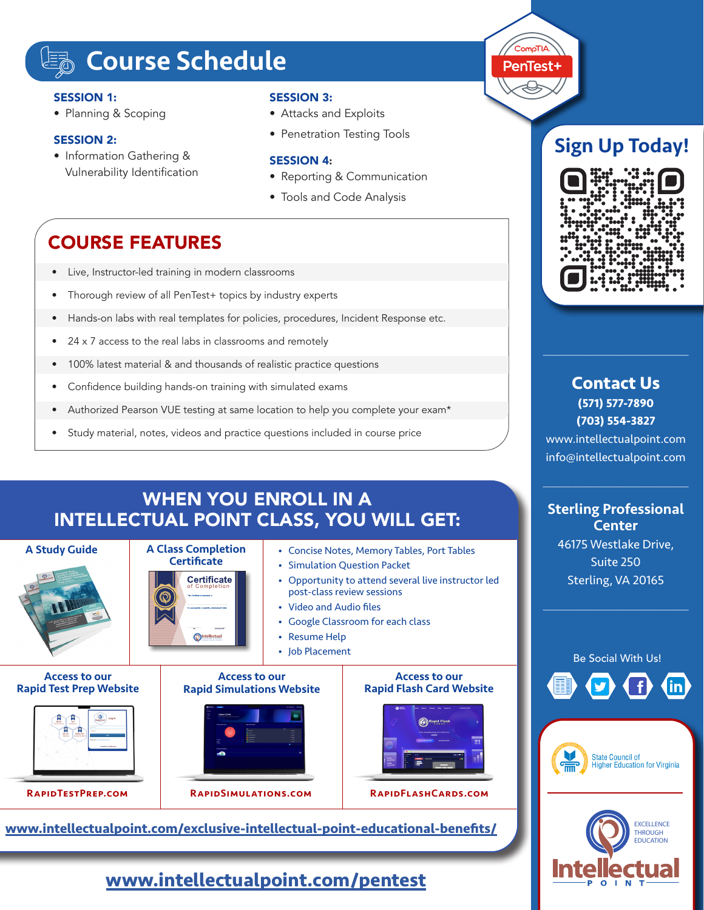# Course Schedule

**SESSION 1:**
- Planning & Scoping

**SESSION 2:**
- Information Gathering & Vulnerability Identification

**SESSION 3:**
- Attacks and Exploits
- Penetration Testing Tools

**SESSION 4:**
- Reporting & Communication
- Tools and Code Analysis

CompTIA PenTest+

## COURSE FEATURES

- Live, Instructor-led training in modern classrooms
- Thorough review of all PenTest+ topics by industry experts
- Hands-on labs with real templates for policies, procedures, Incident Response etc.
- 24 x 7 access to the real labs in classrooms and remotely
- 100% latest material & and thousands of realistic practice questions
- Confidence building hands-on training with simulated exams
- Authorized Pearson VUE testing at same location to help you complete your exam*
- Study material, notes, videos and practice questions included in course price

## WHEN YOU ENROLL IN A INTELLECTUAL POINT CLASS, YOU WILL GET:

**A Study Guide**

**A Class Completion Certificate**

- Concise Notes, Memory Tables, Port Tables
- Simulation Question Packet
- Opportunity to attend several live instructor led post-class review sessions
- Video and Audio files
- Google Classroom for each class
- Resume Help
- Job Placement

**Access to our Rapid Test Prep Website**
RAPIDTESTPREP.COM

**Access to our Rapid Simulations Website**
RAPIDSIMULATIONS.COM

**Access to our Rapid Flash Card Website**
RAPIDFLASHCARDS.COM

www.intellectualpoint.com/exclusive-intellectual-point-educational-benefits/

**www.intellectualpoint.com/pentest**

## Sign Up Today!

## Contact Us

**(571) 577-7890**
**(703) 554-3827**
www.intellectualpoint.com
info@intellectualpoint.com

### Sterling Professional Center

46175 Westlake Drive,
Suite 250
Sterling, VA 20165

Be Social With Us!

State Council of Higher Education for Virginia

Intellectual Point — Excellence Through Education